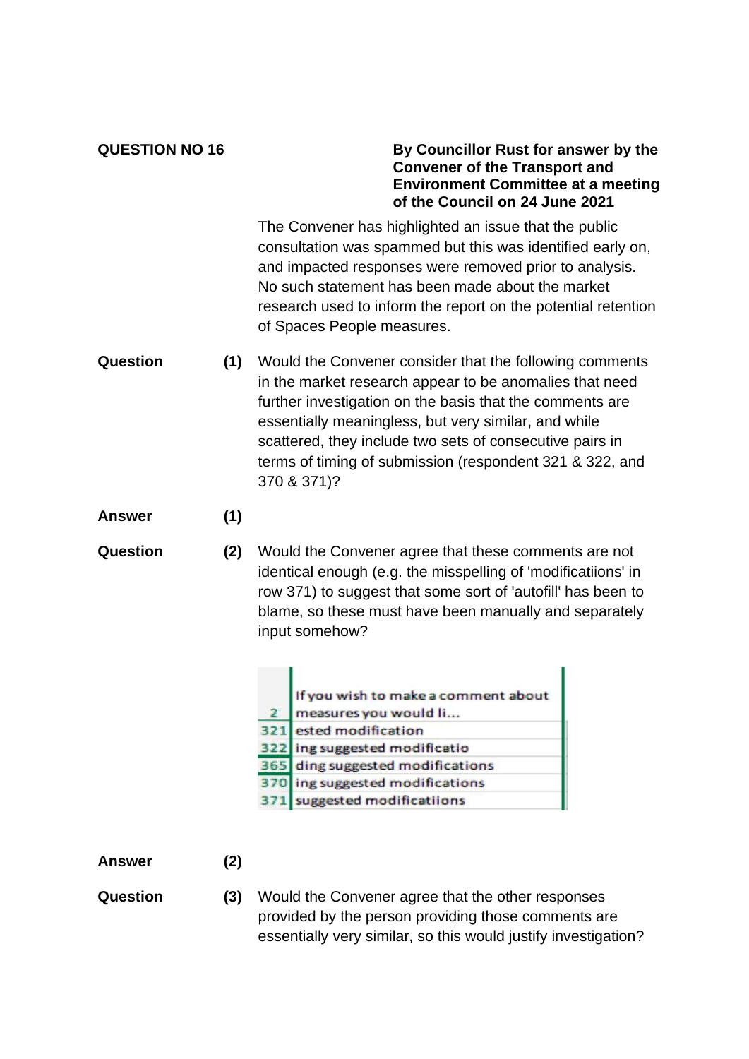**QUESTION NO 16**

**By Councillor Rust for answer by the Convener of the Transport and Environment Committee at a meeting of the Council on 24 June 2021**

The Convener has highlighted an issue that the public consultation was spammed but this was identified early on, and impacted responses were removed prior to analysis. No such statement has been made about the market research used to inform the report on the potential retention of Spaces People measures.

**Question** **(1)** Would the Convener consider that the following comments in the market research appear to be anomalies that need further investigation on the basis that the comments are essentially meaningless, but very similar, and while scattered, they include two sets of consecutive pairs in terms of timing of submission (respondent 321 & 322, and 370 & 371)?

**Answer** **(1)**

**Question** **(2)** Would the Convener agree that these comments are not identical enough (e.g. the misspelling of 'modificatiions' in row 371) to suggest that some sort of 'autofill' has been to blame, so these must have been manually and separately input somehow?

| | |
|---|---|
| 2 | If you wish to make a comment about measures you would li... |
| 321 | ested modification |
| 322 | ing suggested modificatio |
| 365 | ding suggested modifications |
| 370 | ing suggested modifications |
| 371 | suggested modificatiions |

**Answer** **(2)**

**Question** **(3)** Would the Convener agree that the other responses provided by the person providing those comments are essentially very similar, so this would justify investigation?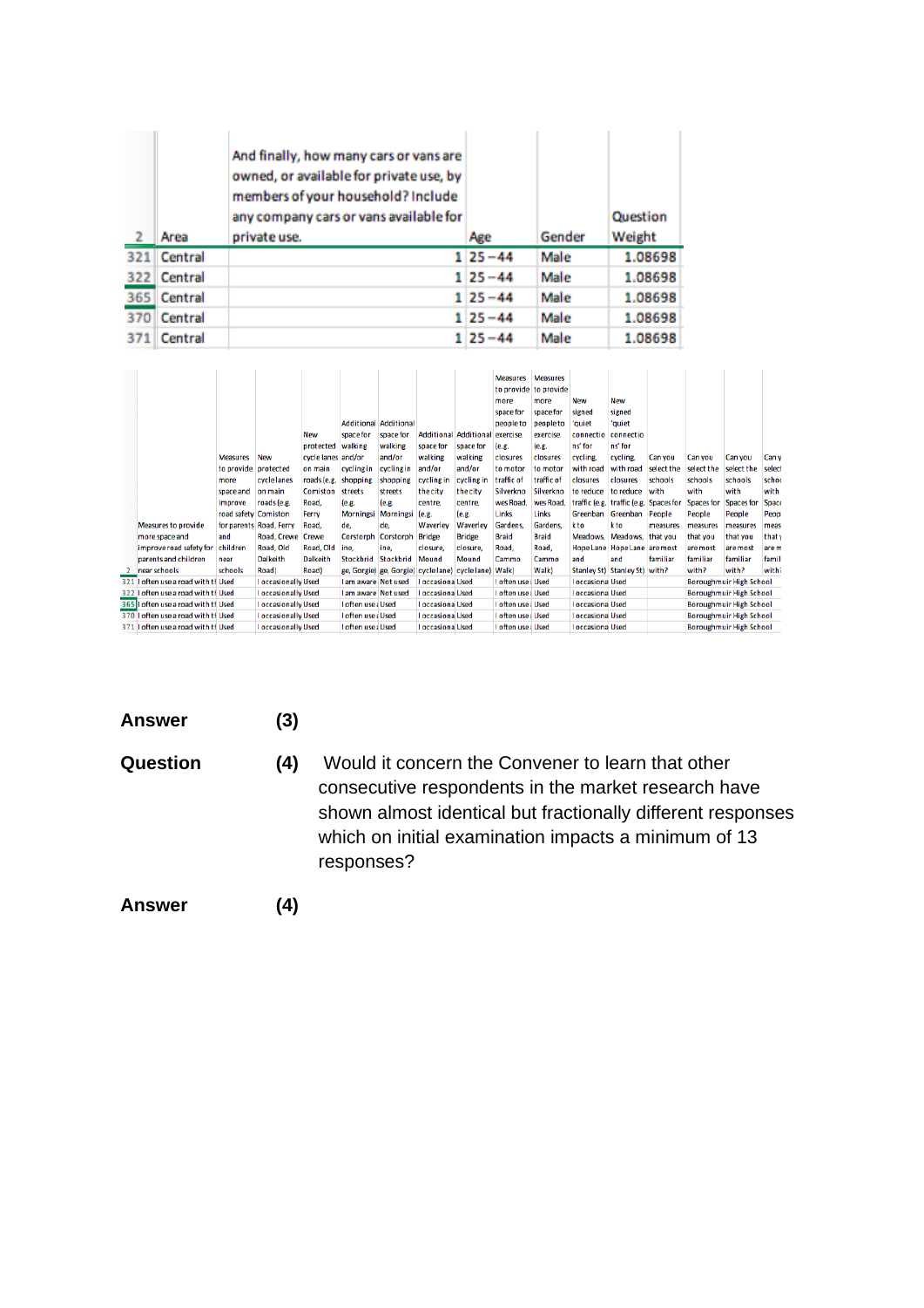| 2 | Area | And finally, how many cars or vans are owned, or available for private use, by members of your household? Include any company cars or vans available for private use. | Age | Gender | Question Weight |
|---|---|---|---|---|---|
| 321 | Central | 1 | 25 – 44 | Male | 1.08698 |
| 322 | Central | 1 | 25 – 44 | Male | 1.08698 |
| 365 | Central | 1 | 25 – 44 | Male | 1.08698 |
| 370 | Central | 1 | 25 – 44 | Male | 1.08698 |
| 371 | Central | 1 | 25 – 44 | Male | 1.08698 |

| 2 | Measures to provide more space and improve road safety for parents and children near schools | Measures to provide more space and improve road safety for parents and children near schools | New protected cycle lanes on main roads (e.g. Comiston Road, Ferry Road, Crewe Road, Old Dalkeith Road) | New protected cycle lanes on main roads (e.g. Comiston Road, Ferry Road, Crewe Road, Old Dalkeith Road) | Additional space for walking and/or cycling in shopping streets (e.g. Morningside, Corstorphine, Stockbridge, Gorgie) | Additional space for walking and/or cycling in shopping streets (e.g. Morningside, Corstorphine, Stockbridge, Gorgie) | Additional space for walking and/or cycling in the city centre (e.g. Waverley Bridge closure, Mound cycle lane) | Additional space for walking and/or cycling in the city centre (e.g. Waverley Bridge closure, Mound cycle lane) | Measures to provide more space for people to exercise (e.g. closures to motor traffic of Silverknowes Road, Links Gardens, Braid Road, Cammo Walk) | Measures to provide more space for people to exercise (e.g. closures to motor traffic of Silverknowes Road, Links Gardens, Braid Road, Cammo Walk) | New signed 'quiet connections' for cycling, with road closures to reduce traffic (e.g. Greenbank to Meadows, Hope Lane and Stanley St) | New signed 'quiet connections' for cycling, with road closures to reduce traffic (e.g. Greenbank to Meadows, Hope Lane and Stanley St) | Can you select the schools with Spaces for People measures that you are most familiar with? | Can you select the schools with Spaces for People measures that you are most familiar with? | Can you select the schools with Spaces for People measures that you are most familiar with? | Can y select schoo with Space Peop meas that y are m famil withi |
|---|---|---|---|---|---|---|---|---|---|---|---|---|---|---|---|---|
| 321 | I often use a road with t | Used | I occasionally | Used | I am aware | Not used | I occasiona | Used | I often use | Used | I occasiona | Used | | Boroughmuir High School | | |
| 322 | I often use a road with t | Used | I occasionally | Used | I am aware | Not used | I occasiona | Used | I often use | Used | I occasiona | Used | | Boroughmuir High School | | |
| 365 | I often use a road with t | Used | I occasionally | Used | I often use | Used | I occasiona | Used | I often use | Used | I occasiona | Used | | Boroughmuir High School | | |
| 370 | I often use a road with t | Used | I occasionally | Used | I often use | Used | I occasiona | Used | I often use | Used | I occasiona | Used | | Boroughmuir High School | | |
| 371 | I often use a road with t | Used | I occasionally | Used | I often use | Used | I occasiona | Used | I often use | Used | I occasiona | Used | | Boroughmuir High School | | |

**Answer** (3)

**Question** (4) Would it concern the Convener to learn that other consecutive respondents in the market research have shown almost identical but fractionally different responses which on initial examination impacts a minimum of 13 responses?

**Answer** (4)